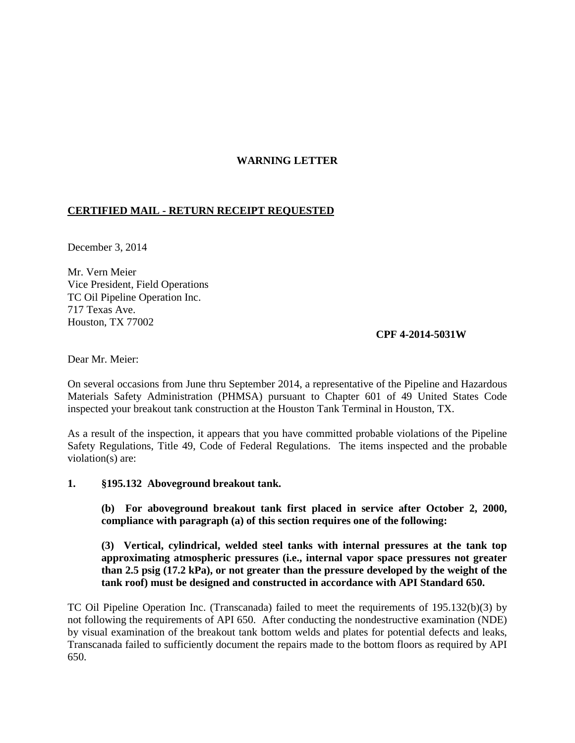**WARNING LETTER**

**CERTIFIED MAIL - RETURN RECEIPT REQUESTED**

December 3, 2014

Mr. Vern Meier
Vice President, Field Operations
TC Oil Pipeline Operation Inc.
717 Texas Ave.
Houston, TX 77002

**CPF 4-2014-5031W**

Dear Mr. Meier:

On several occasions from June thru September 2014, a representative of the Pipeline and Hazardous Materials Safety Administration (PHMSA) pursuant to Chapter 601 of 49 United States Code inspected your breakout tank construction at the Houston Tank Terminal in Houston, TX.

As a result of the inspection, it appears that you have committed probable violations of the Pipeline Safety Regulations, Title 49, Code of Federal Regulations. The items inspected and the probable violation(s) are:

**1. §195.132 Aboveground breakout tank.**

**(b) For aboveground breakout tank first placed in service after October 2, 2000, compliance with paragraph (a) of this section requires one of the following:**

**(3) Vertical, cylindrical, welded steel tanks with internal pressures at the tank top approximating atmospheric pressures (i.e., internal vapor space pressures not greater than 2.5 psig (17.2 kPa), or not greater than the pressure developed by the weight of the tank roof) must be designed and constructed in accordance with API Standard 650.**

TC Oil Pipeline Operation Inc. (Transcanada) failed to meet the requirements of 195.132(b)(3) by not following the requirements of API 650. After conducting the nondestructive examination (NDE) by visual examination of the breakout tank bottom welds and plates for potential defects and leaks, Transcanada failed to sufficiently document the repairs made to the bottom floors as required by API 650.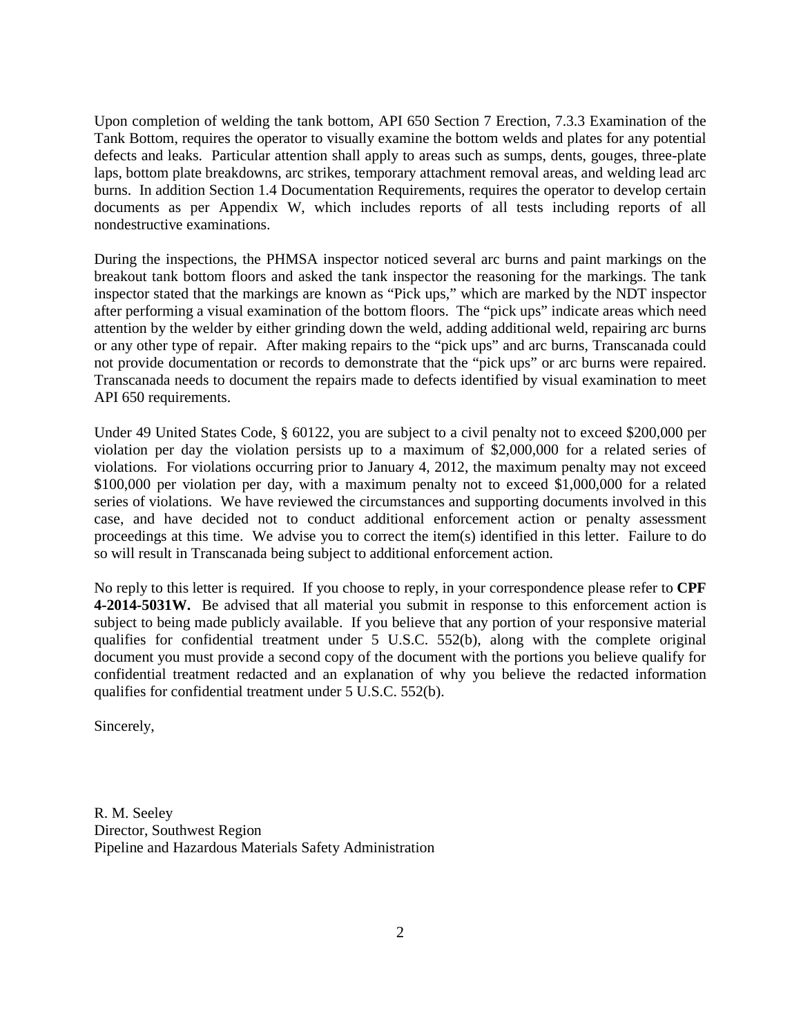Upon completion of welding the tank bottom, API 650 Section 7 Erection, 7.3.3 Examination of the Tank Bottom, requires the operator to visually examine the bottom welds and plates for any potential defects and leaks. Particular attention shall apply to areas such as sumps, dents, gouges, three-plate laps, bottom plate breakdowns, arc strikes, temporary attachment removal areas, and welding lead arc burns. In addition Section 1.4 Documentation Requirements, requires the operator to develop certain documents as per Appendix W, which includes reports of all tests including reports of all nondestructive examinations.

During the inspections, the PHMSA inspector noticed several arc burns and paint markings on the breakout tank bottom floors and asked the tank inspector the reasoning for the markings. The tank inspector stated that the markings are known as "Pick ups," which are marked by the NDT inspector after performing a visual examination of the bottom floors. The "pick ups" indicate areas which need attention by the welder by either grinding down the weld, adding additional weld, repairing arc burns or any other type of repair. After making repairs to the "pick ups" and arc burns, Transcanada could not provide documentation or records to demonstrate that the "pick ups" or arc burns were repaired. Transcanada needs to document the repairs made to defects identified by visual examination to meet API 650 requirements.

Under 49 United States Code, § 60122, you are subject to a civil penalty not to exceed $200,000 per violation per day the violation persists up to a maximum of $2,000,000 for a related series of violations. For violations occurring prior to January 4, 2012, the maximum penalty may not exceed $100,000 per violation per day, with a maximum penalty not to exceed $1,000,000 for a related series of violations. We have reviewed the circumstances and supporting documents involved in this case, and have decided not to conduct additional enforcement action or penalty assessment proceedings at this time. We advise you to correct the item(s) identified in this letter. Failure to do so will result in Transcanada being subject to additional enforcement action.

No reply to this letter is required. If you choose to reply, in your correspondence please refer to **CPF 4-2014-5031W.** Be advised that all material you submit in response to this enforcement action is subject to being made publicly available. If you believe that any portion of your responsive material qualifies for confidential treatment under 5 U.S.C. 552(b), along with the complete original document you must provide a second copy of the document with the portions you believe qualify for confidential treatment redacted and an explanation of why you believe the redacted information qualifies for confidential treatment under 5 U.S.C. 552(b).

Sincerely,

R. M. Seeley
Director, Southwest Region
Pipeline and Hazardous Materials Safety Administration